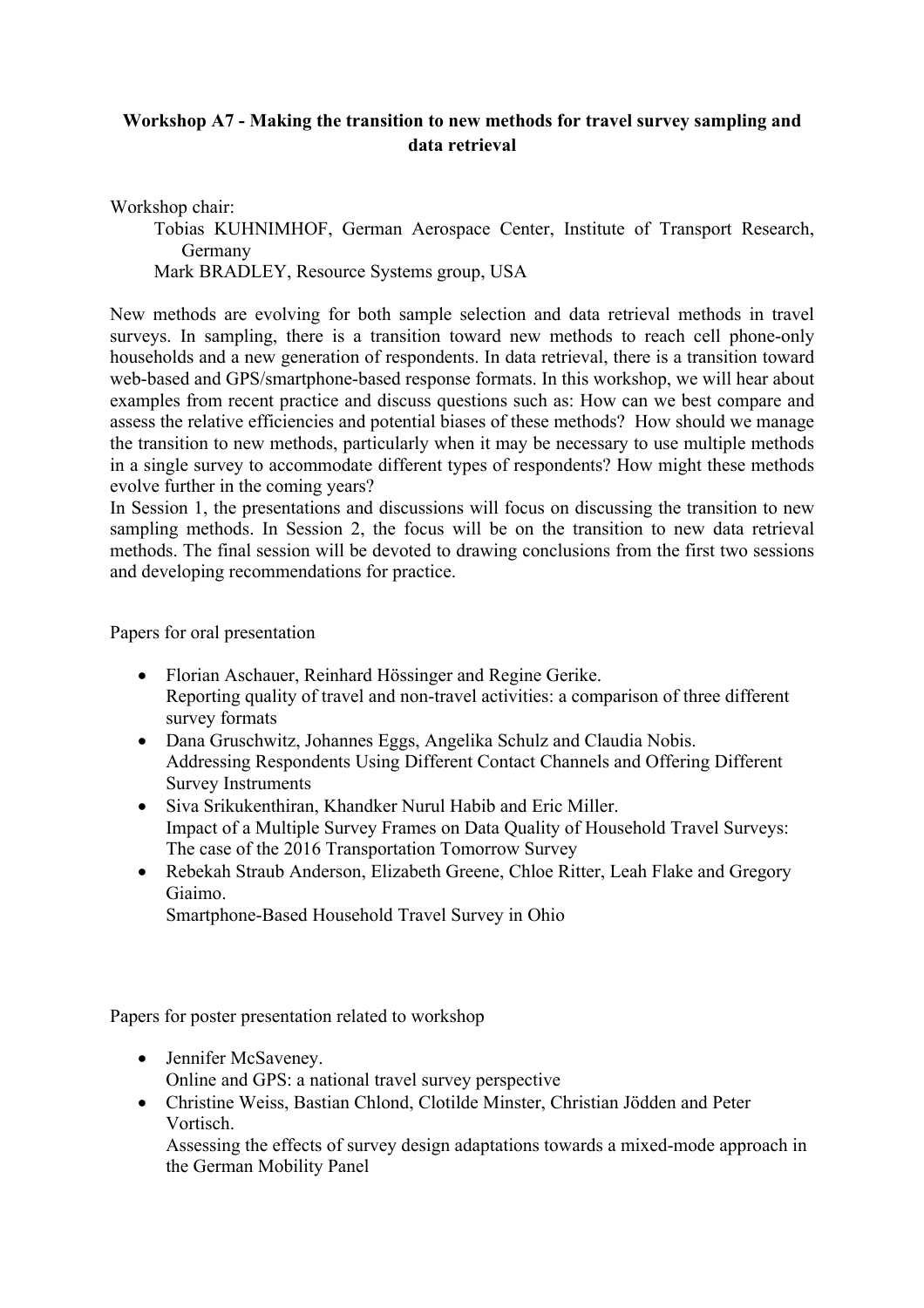# Workshop A7 - Making the transition to new methods for travel survey sampling and data retrieval

Workshop chair:

Tobias KUHNIMHOF, German Aerospace Center, Institute of Transport Research, Germany

Mark BRADLEY, Resource Systems group, USA

New methods are evolving for both sample selection and data retrieval methods in travel surveys. In sampling, there is a transition toward new methods to reach cell phone-only households and a new generation of respondents. In data retrieval, there is a transition toward web-based and GPS/smartphone-based response formats. In this workshop, we will hear about examples from recent practice and discuss questions such as: How can we best compare and assess the relative efficiencies and potential biases of these methods? How should we manage the transition to new methods, particularly when it may be necessary to use multiple methods in a single survey to accommodate different types of respondents? How might these methods evolve further in the coming years?

In Session 1, the presentations and discussions will focus on discussing the transition to new sampling methods. In Session 2, the focus will be on the transition to new data retrieval methods. The final session will be devoted to drawing conclusions from the first two sessions and developing recommendations for practice.

Papers for oral presentation

- Florian Aschauer, Reinhard Hössinger and Regine Gerike.
  Reporting quality of travel and non-travel activities: a comparison of three different survey formats
- Dana Gruschwitz, Johannes Eggs, Angelika Schulz and Claudia Nobis.
  Addressing Respondents Using Different Contact Channels and Offering Different Survey Instruments
- Siva Srikukenthiran, Khandker Nurul Habib and Eric Miller.
  Impact of a Multiple Survey Frames on Data Quality of Household Travel Surveys: The case of the 2016 Transportation Tomorrow Survey
- Rebekah Straub Anderson, Elizabeth Greene, Chloe Ritter, Leah Flake and Gregory Giaimo.
  Smartphone-Based Household Travel Survey in Ohio

Papers for poster presentation related to workshop

- Jennifer McSaveney.
  Online and GPS: a national travel survey perspective
- Christine Weiss, Bastian Chlond, Clotilde Minster, Christian Jödden and Peter Vortisch.
  Assessing the effects of survey design adaptations towards a mixed-mode approach in the German Mobility Panel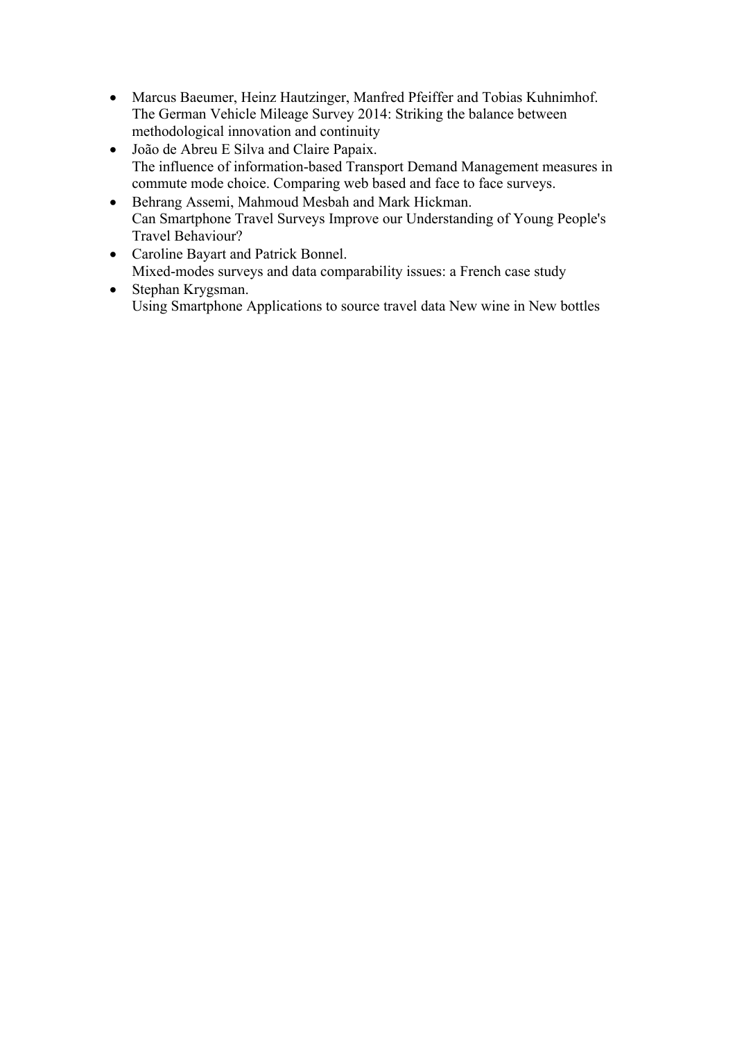- Marcus Baeumer, Heinz Hautzinger, Manfred Pfeiffer and Tobias Kuhnimhof.
  The German Vehicle Mileage Survey 2014: Striking the balance between methodological innovation and continuity
- João de Abreu E Silva and Claire Papaix.
  The influence of information-based Transport Demand Management measures in commute mode choice. Comparing web based and face to face surveys.
- Behrang Assemi, Mahmoud Mesbah and Mark Hickman.
  Can Smartphone Travel Surveys Improve our Understanding of Young People's Travel Behaviour?
- Caroline Bayart and Patrick Bonnel.
  Mixed-modes surveys and data comparability issues: a French case study
- Stephan Krygsman.
  Using Smartphone Applications to source travel data New wine in New bottles